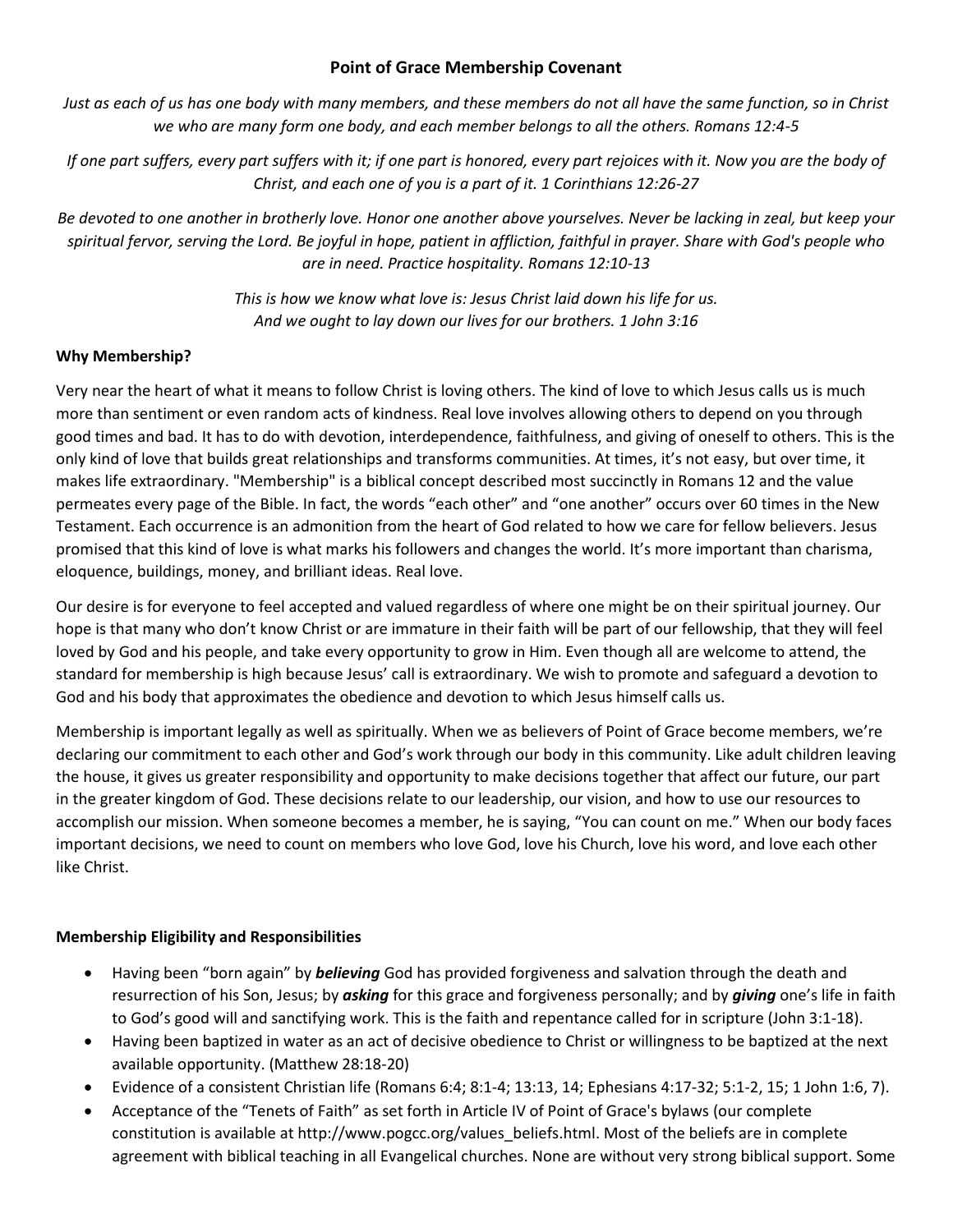# Point of Grace Membership Covenant

*Just as each of us has one body with many members, and these members do not all have the same function, so in Christ we who are many form one body, and each member belongs to all the others. Romans 12:4-5*

*If one part suffers, every part suffers with it; if one part is honored, every part rejoices with it. Now you are the body of Christ, and each one of you is a part of it. 1 Corinthians 12:26-27*

*Be devoted to one another in brotherly love. Honor one another above yourselves. Never be lacking in zeal, but keep your spiritual fervor, serving the Lord. Be joyful in hope, patient in affliction, faithful in prayer. Share with God's people who are in need. Practice hospitality. Romans 12:10-13*

*This is how we know what love is: Jesus Christ laid down his life for us.*
*And we ought to lay down our lives for our brothers. 1 John 3:16*

**Why Membership?**

Very near the heart of what it means to follow Christ is loving others. The kind of love to which Jesus calls us is much more than sentiment or even random acts of kindness. Real love involves allowing others to depend on you through good times and bad. It has to do with devotion, interdependence, faithfulness, and giving of oneself to others. This is the only kind of love that builds great relationships and transforms communities. At times, it's not easy, but over time, it makes life extraordinary. "Membership" is a biblical concept described most succinctly in Romans 12 and the value permeates every page of the Bible. In fact, the words "each other" and "one another" occurs over 60 times in the New Testament. Each occurrence is an admonition from the heart of God related to how we care for fellow believers. Jesus promised that this kind of love is what marks his followers and changes the world. It's more important than charisma, eloquence, buildings, money, and brilliant ideas. Real love.

Our desire is for everyone to feel accepted and valued regardless of where one might be on their spiritual journey. Our hope is that many who don't know Christ or are immature in their faith will be part of our fellowship, that they will feel loved by God and his people, and take every opportunity to grow in Him. Even though all are welcome to attend, the standard for membership is high because Jesus' call is extraordinary. We wish to promote and safeguard a devotion to God and his body that approximates the obedience and devotion to which Jesus himself calls us.

Membership is important legally as well as spiritually. When we as believers of Point of Grace become members, we're declaring our commitment to each other and God's work through our body in this community. Like adult children leaving the house, it gives us greater responsibility and opportunity to make decisions together that affect our future, our part in the greater kingdom of God. These decisions relate to our leadership, our vision, and how to use our resources to accomplish our mission. When someone becomes a member, he is saying, "You can count on me." When our body faces important decisions, we need to count on members who love God, love his Church, love his word, and love each other like Christ.

**Membership Eligibility and Responsibilities**

- Having been "born again" by ***believing*** God has provided forgiveness and salvation through the death and resurrection of his Son, Jesus; by ***asking*** for this grace and forgiveness personally; and by ***giving*** one's life in faith to God's good will and sanctifying work. This is the faith and repentance called for in scripture (John 3:1-18).
- Having been baptized in water as an act of decisive obedience to Christ or willingness to be baptized at the next available opportunity. (Matthew 28:18-20)
- Evidence of a consistent Christian life (Romans 6:4; 8:1-4; 13:13, 14; Ephesians 4:17-32; 5:1-2, 15; 1 John 1:6, 7).
- Acceptance of the "Tenets of Faith" as set forth in Article IV of Point of Grace's bylaws (our complete constitution is available at http://www.pogcc.org/values_beliefs.html. Most of the beliefs are in complete agreement with biblical teaching in all Evangelical churches. None are without very strong biblical support. Some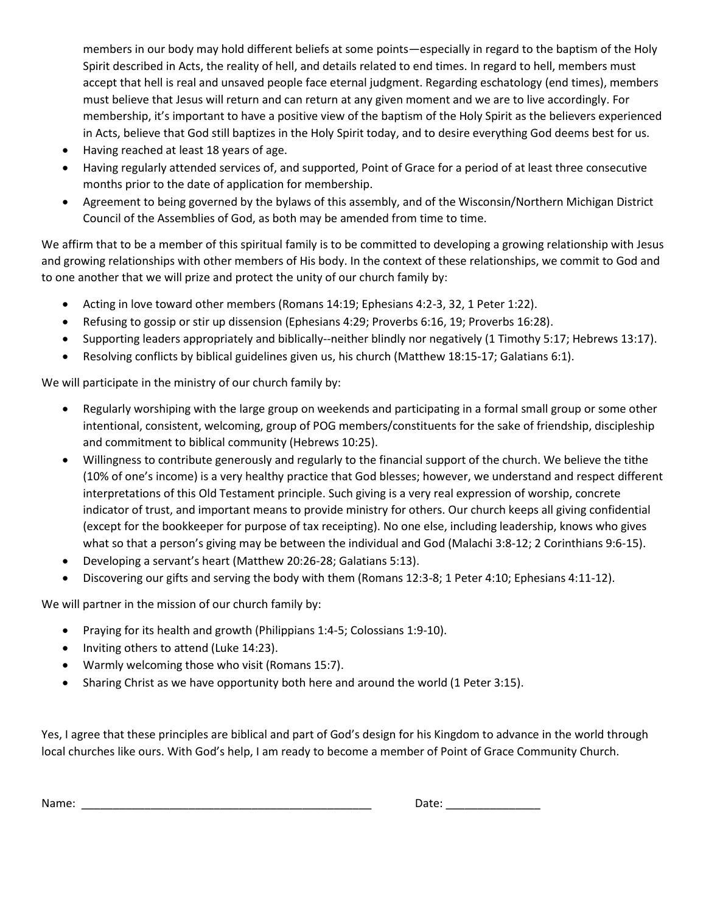members in our body may hold different beliefs at some points—especially in regard to the baptism of the Holy Spirit described in Acts, the reality of hell, and details related to end times. In regard to hell, members must accept that hell is real and unsaved people face eternal judgment. Regarding eschatology (end times), members must believe that Jesus will return and can return at any given moment and we are to live accordingly. For membership, it's important to have a positive view of the baptism of the Holy Spirit as the believers experienced in Acts, believe that God still baptizes in the Holy Spirit today, and to desire everything God deems best for us.

- Having reached at least 18 years of age.
- Having regularly attended services of, and supported, Point of Grace for a period of at least three consecutive months prior to the date of application for membership.
- Agreement to being governed by the bylaws of this assembly, and of the Wisconsin/Northern Michigan District Council of the Assemblies of God, as both may be amended from time to time.

We affirm that to be a member of this spiritual family is to be committed to developing a growing relationship with Jesus and growing relationships with other members of His body. In the context of these relationships, we commit to God and to one another that we will prize and protect the unity of our church family by:

- Acting in love toward other members (Romans 14:19; Ephesians 4:2-3, 32, 1 Peter 1:22).
- Refusing to gossip or stir up dissension (Ephesians 4:29; Proverbs 6:16, 19; Proverbs 16:28).
- Supporting leaders appropriately and biblically--neither blindly nor negatively (1 Timothy 5:17; Hebrews 13:17).
- Resolving conflicts by biblical guidelines given us, his church (Matthew 18:15-17; Galatians 6:1).

We will participate in the ministry of our church family by:

- Regularly worshiping with the large group on weekends and participating in a formal small group or some other intentional, consistent, welcoming, group of POG members/constituents for the sake of friendship, discipleship and commitment to biblical community (Hebrews 10:25).
- Willingness to contribute generously and regularly to the financial support of the church. We believe the tithe (10% of one's income) is a very healthy practice that God blesses; however, we understand and respect different interpretations of this Old Testament principle. Such giving is a very real expression of worship, concrete indicator of trust, and important means to provide ministry for others. Our church keeps all giving confidential (except for the bookkeeper for purpose of tax receipting). No one else, including leadership, knows who gives what so that a person's giving may be between the individual and God (Malachi 3:8-12; 2 Corinthians 9:6-15).
- Developing a servant's heart (Matthew 20:26-28; Galatians 5:13).
- Discovering our gifts and serving the body with them (Romans 12:3-8; 1 Peter 4:10; Ephesians 4:11-12).

We will partner in the mission of our church family by:

- Praying for its health and growth (Philippians 1:4-5; Colossians 1:9-10).
- Inviting others to attend (Luke 14:23).
- Warmly welcoming those who visit (Romans 15:7).
- Sharing Christ as we have opportunity both here and around the world (1 Peter 3:15).

Yes, I agree that these principles are biblical and part of God's design for his Kingdom to advance in the world through local churches like ours. With God's help, I am ready to become a member of Point of Grace Community Church.

Name: _______________________________________________ Date: _______________